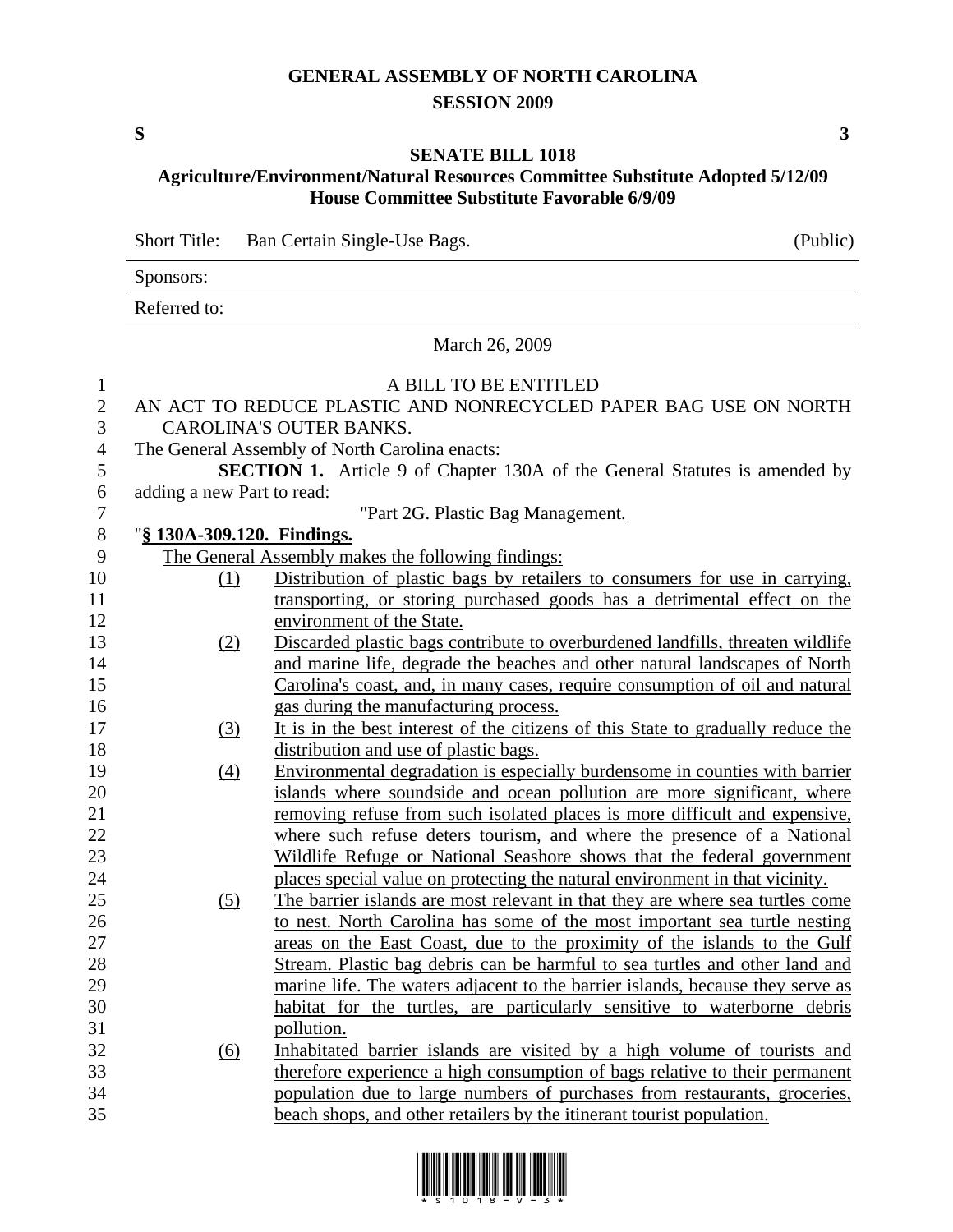# GENERAL ASSEMBLY OF NORTH CAROLINA
## SESSION 2009

**S** **3**

## SENATE BILL 1018
### Agriculture/Environment/Natural Resources Committee Substitute Adopted 5/12/09
### House Committee Substitute Favorable 6/9/09

Short Title: Ban Certain Single-Use Bags. (Public)

Sponsors:

Referred to:

March 26, 2009

A BILL TO BE ENTITLED

AN ACT TO REDUCE PLASTIC AND NONRECYCLED PAPER BAG USE ON NORTH CAROLINA'S OUTER BANKS.

The General Assembly of North Carolina enacts:

**SECTION 1.** Article 9 of Chapter 130A of the General Statutes is amended by adding a new Part to read:

"Part 2G. Plastic Bag Management.

"**§ 130A-309.120. Findings.**

The General Assembly makes the following findings:

(1) Distribution of plastic bags by retailers to consumers for use in carrying, transporting, or storing purchased goods has a detrimental effect on the environment of the State.

(2) Discarded plastic bags contribute to overburdened landfills, threaten wildlife and marine life, degrade the beaches and other natural landscapes of North Carolina's coast, and, in many cases, require consumption of oil and natural gas during the manufacturing process.

(3) It is in the best interest of the citizens of this State to gradually reduce the distribution and use of plastic bags.

(4) Environmental degradation is especially burdensome in counties with barrier islands where soundside and ocean pollution are more significant, where removing refuse from such isolated places is more difficult and expensive, where such refuse deters tourism, and where the presence of a National Wildlife Refuge or National Seashore shows that the federal government places special value on protecting the natural environment in that vicinity.

(5) The barrier islands are most relevant in that they are where sea turtles come to nest. North Carolina has some of the most important sea turtle nesting areas on the East Coast, due to the proximity of the islands to the Gulf Stream. Plastic bag debris can be harmful to sea turtles and other land and marine life. The waters adjacent to the barrier islands, because they serve as habitat for the turtles, are particularly sensitive to waterborne debris pollution.

(6) Inhabited barrier islands are visited by a high volume of tourists and therefore experience a high consumption of bags relative to their permanent population due to large numbers of purchases from restaurants, groceries, beach shops, and other retailers by the itinerant tourist population.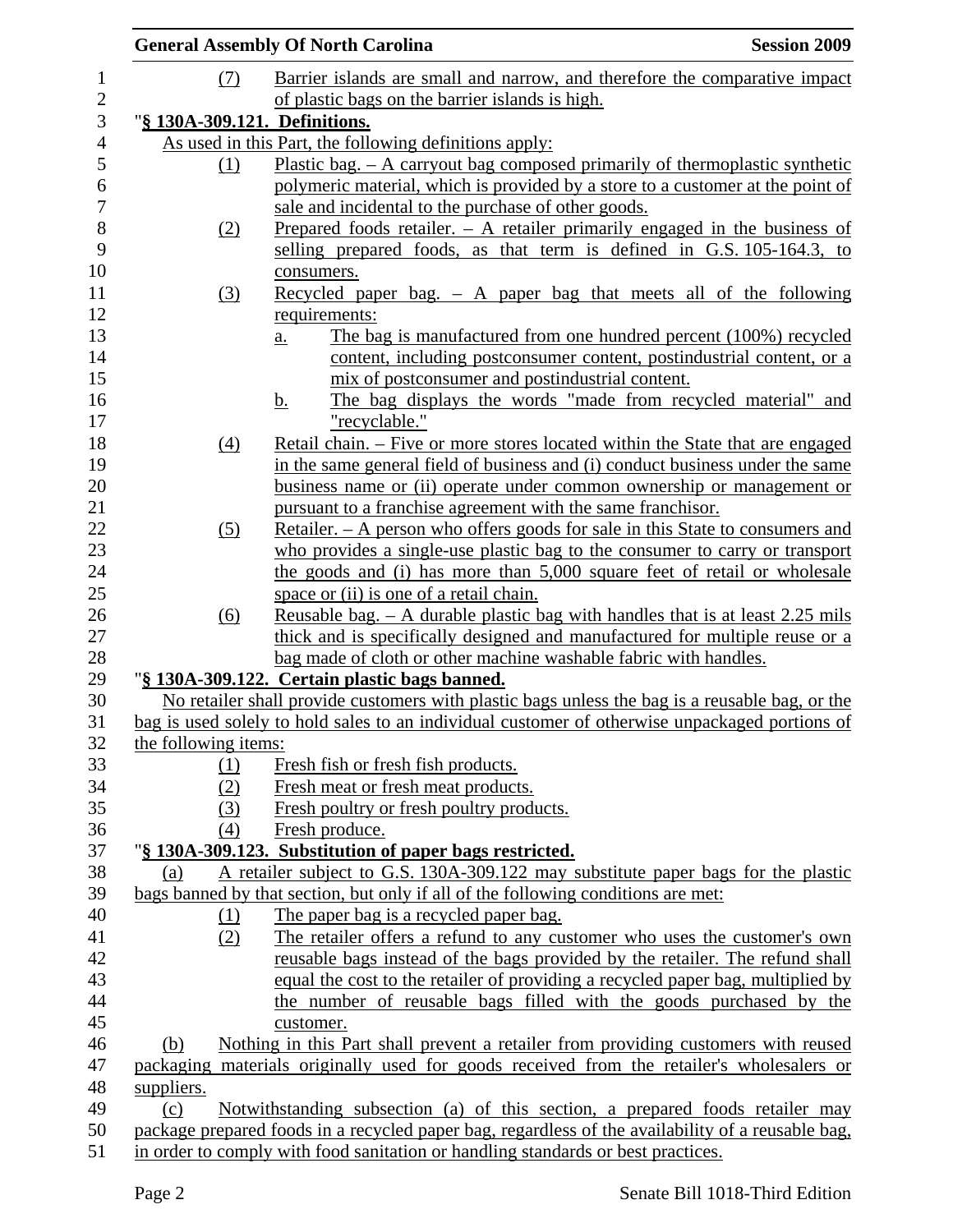(7) Barrier islands are small and narrow, and therefore the comparative impact of plastic bags on the barrier islands is high.

"**§ 130A-309.121. Definitions.**

As used in this Part, the following definitions apply:

(1) Plastic bag. – A carryout bag composed primarily of thermoplastic synthetic polymeric material, which is provided by a store to a customer at the point of sale and incidental to the purchase of other goods.

(2) Prepared foods retailer. – A retailer primarily engaged in the business of selling prepared foods, as that term is defined in G.S. 105-164.3, to consumers.

(3) Recycled paper bag. – A paper bag that meets all of the following requirements:

a. The bag is manufactured from one hundred percent (100%) recycled content, including postconsumer content, postindustrial content, or a mix of postconsumer and postindustrial content.

b. The bag displays the words "made from recycled material" and "recyclable."

(4) Retail chain. – Five or more stores located within the State that are engaged in the same general field of business and (i) conduct business under the same business name or (ii) operate under common ownership or management or pursuant to a franchise agreement with the same franchisor.

(5) Retailer. – A person who offers goods for sale in this State to consumers and who provides a single-use plastic bag to the consumer to carry or transport the goods and (i) has more than 5,000 square feet of retail or wholesale space or (ii) is one of a retail chain.

(6) Reusable bag. – A durable plastic bag with handles that is at least 2.25 mils thick and is specifically designed and manufactured for multiple reuse or a bag made of cloth or other machine washable fabric with handles.

"**§ 130A-309.122. Certain plastic bags banned.**

No retailer shall provide customers with plastic bags unless the bag is a reusable bag, or the bag is used solely to hold sales to an individual customer of otherwise unpackaged portions of the following items:

(1) Fresh fish or fresh fish products.

(2) Fresh meat or fresh meat products.

(3) Fresh poultry or fresh poultry products.

(4) Fresh produce.

"**§ 130A-309.123. Substitution of paper bags restricted.**

(a) A retailer subject to G.S. 130A-309.122 may substitute paper bags for the plastic bags banned by that section, but only if all of the following conditions are met:

(1) The paper bag is a recycled paper bag.

(2) The retailer offers a refund to any customer who uses the customer's own reusable bags instead of the bags provided by the retailer. The refund shall equal the cost to the retailer of providing a recycled paper bag, multiplied by the number of reusable bags filled with the goods purchased by the customer.

(b) Nothing in this Part shall prevent a retailer from providing customers with reused packaging materials originally used for goods received from the retailer's wholesalers or suppliers.

(c) Notwithstanding subsection (a) of this section, a prepared foods retailer may package prepared foods in a recycled paper bag, regardless of the availability of a reusable bag, in order to comply with food sanitation or handling standards or best practices.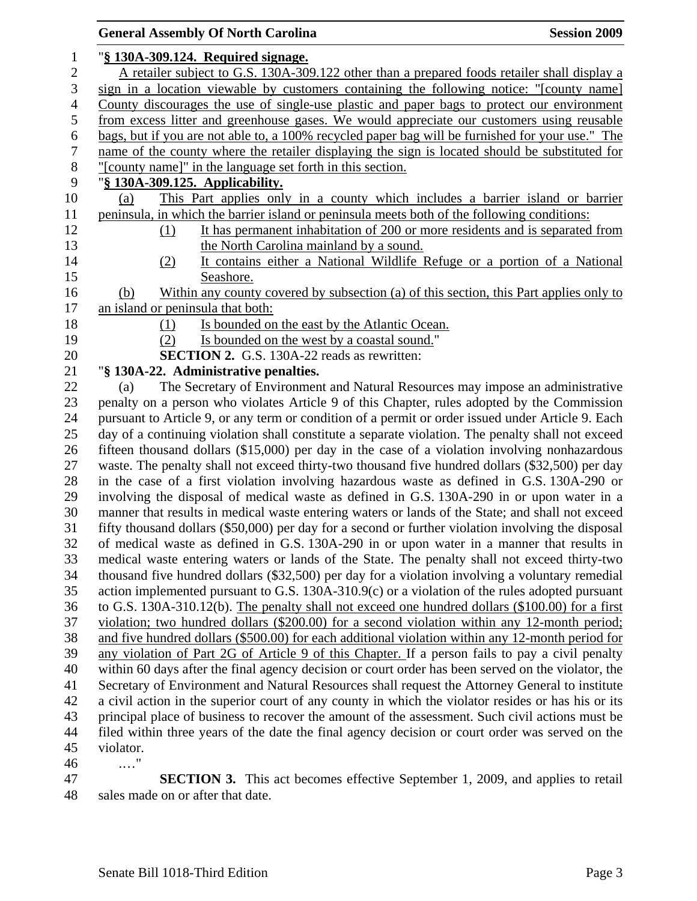"**§ 130A-309.124. Required signage.**

A retailer subject to G.S. 130A-309.122 other than a prepared foods retailer shall display a sign in a location viewable by customers containing the following notice: "[county name] County discourages the use of single-use plastic and paper bags to protect our environment from excess litter and greenhouse gases. We would appreciate our customers using reusable bags, but if you are not able to, a 100% recycled paper bag will be furnished for your use." The name of the county where the retailer displaying the sign is located should be substituted for "[county name]" in the language set forth in this section.

"**§ 130A-309.125. Applicability.**

(a) This Part applies only in a county which includes a barrier island or barrier peninsula, in which the barrier island or peninsula meets both of the following conditions:

(1) It has permanent inhabitation of 200 or more residents and is separated from the North Carolina mainland by a sound.

(2) It contains either a National Wildlife Refuge or a portion of a National Seashore.

(b) Within any county covered by subsection (a) of this section, this Part applies only to an island or peninsula that both:

(1) Is bounded on the east by the Atlantic Ocean.

(2) Is bounded on the west by a coastal sound."

**SECTION 2.** G.S. 130A-22 reads as rewritten:

"**§ 130A-22. Administrative penalties.**

(a) The Secretary of Environment and Natural Resources may impose an administrative penalty on a person who violates Article 9 of this Chapter, rules adopted by the Commission pursuant to Article 9, or any term or condition of a permit or order issued under Article 9. Each day of a continuing violation shall constitute a separate violation. The penalty shall not exceed fifteen thousand dollars ($15,000) per day in the case of a violation involving nonhazardous waste. The penalty shall not exceed thirty-two thousand five hundred dollars ($32,500) per day in the case of a first violation involving hazardous waste as defined in G.S. 130A-290 or involving the disposal of medical waste as defined in G.S. 130A-290 in or upon water in a manner that results in medical waste entering waters or lands of the State; and shall not exceed fifty thousand dollars ($50,000) per day for a second or further violation involving the disposal of medical waste as defined in G.S. 130A-290 in or upon water in a manner that results in medical waste entering waters or lands of the State. The penalty shall not exceed thirty-two thousand five hundred dollars ($32,500) per day for a violation involving a voluntary remedial action implemented pursuant to G.S. 130A-310.9(c) or a violation of the rules adopted pursuant to G.S. 130A-310.12(b). The penalty shall not exceed one hundred dollars ($100.00) for a first violation; two hundred dollars ($200.00) for a second violation within any 12-month period; and five hundred dollars ($500.00) for each additional violation within any 12-month period for any violation of Part 2G of Article 9 of this Chapter. If a person fails to pay a civil penalty within 60 days after the final agency decision or court order has been served on the violator, the Secretary of Environment and Natural Resources shall request the Attorney General to institute a civil action in the superior court of any county in which the violator resides or has his or its principal place of business to recover the amount of the assessment. Such civil actions must be filed within three years of the date the final agency decision or court order was served on the violator.

…."

**SECTION 3.** This act becomes effective September 1, 2009, and applies to retail sales made on or after that date.